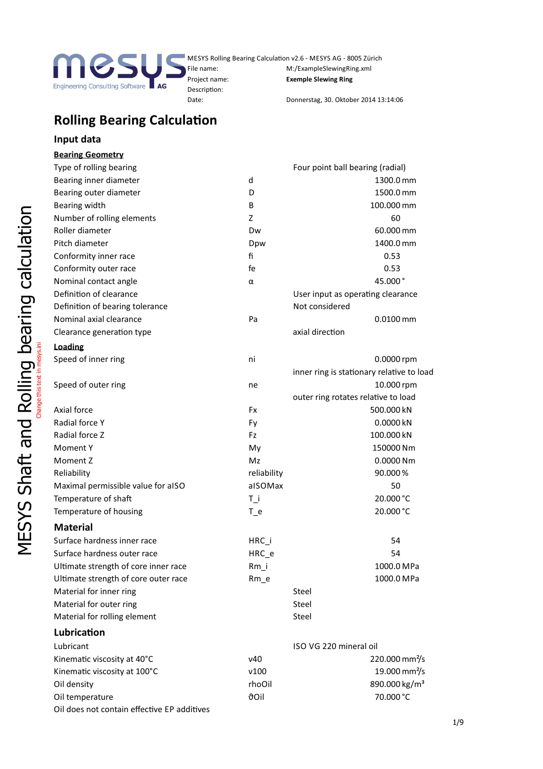MESYS Rolling Bearing Calculation v2.6 - MESYS AG - 8005 Zürich

| | |
|---|---|
| File name: | M:/ExampleSlewingRing.xml |
| Project name: | **Exemple Slewing Ring** |
| Description: | |
| Date: | Donnerstag, 30. Oktober 2014 13:14:06 |

# Rolling Bearing Calculation

## Input data

### Bearing Geometry

| | | |
|---|---|---|
| Type of rolling bearing | | Four point ball bearing (radial) |
| Bearing inner diameter | d | 1300.0 mm |
| Bearing outer diameter | D | 1500.0 mm |
| Bearing width | B | 100.000 mm |
| Number of rolling elements | Z | 60 |
| Roller diameter | Dw | 60.000 mm |
| Pitch diameter | Dpw | 1400.0 mm |
| Conformity inner race | fi | 0.53 |
| Conformity outer race | fe | 0.53 |
| Nominal contact angle | α | 45.000 ° |
| Definition of clearance | | User input as operating clearance |
| Definition of bearing tolerance | | Not considered |
| Nominal axial clearance | Pa | 0.0100 mm |
| Clearance generation type | | axial direction |

### Loading

| | | |
|---|---|---|
| Speed of inner ring | ni | 0.0000 rpm |
| | | inner ring is stationary relative to load |
| Speed of outer ring | ne | 10.000 rpm |
| | | outer ring rotates relative to load |
| Axial force | Fx | 500.000 kN |
| Radial force Y | Fy | 0.0000 kN |
| Radial force Z | Fz | 100.000 kN |
| Moment Y | My | 150000 Nm |
| Moment Z | Mz | 0.0000 Nm |
| Reliability | reliability | 90.000 % |
| Maximal permissible value for aISO | aISOMax | 50 |
| Temperature of shaft | T_i | 20.000 °C |
| Temperature of housing | T_e | 20.000 °C |

## Material

| | | |
|---|---|---|
| Surface hardness inner race | HRC_i | 54 |
| Surface hardness outer race | HRC_e | 54 |
| Ultimate strength of core inner race | Rm_i | 1000.0 MPa |
| Ultimate strength of core outer race | Rm_e | 1000.0 MPa |
| Material for inner ring | | Steel |
| Material for outer ring | | Steel |
| Material for rolling element | | Steel |

## Lubrication

| | | |
|---|---|---|
| Lubricant | | ISO VG 220 mineral oil |
| Kinematic viscosity at 40°C | v40 | 220.000 mm²/s |
| Kinematic viscosity at 100°C | v100 | 19.000 mm²/s |
| Oil density | rhoOil | 890.000 kg/m³ |
| Oil temperature | ϑOil | 70.000 °C |
| Oil does not contain effective EP additives | | |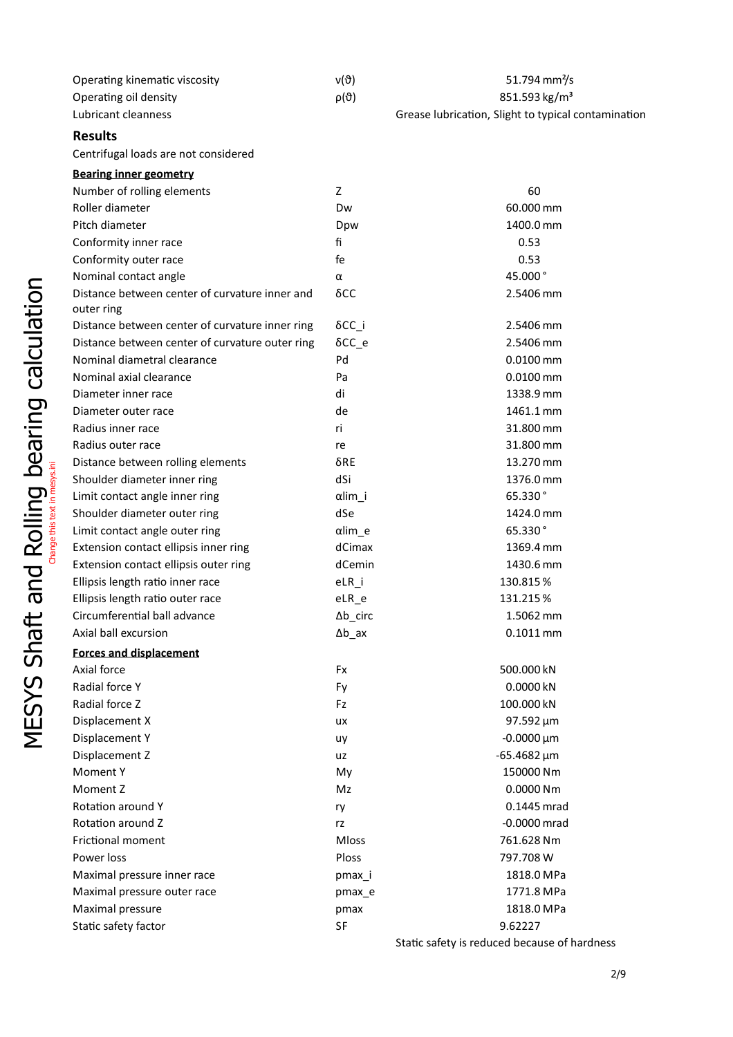| | | |
|---|---|---|
| Operating kinematic viscosity | $\nu(\vartheta)$ | 51.794 mm²/s |
| Operating oil density | $\rho(\vartheta)$ | 851.593 kg/m³ |
| Lubricant cleanness | | Grease lubrication, Slight to typical contamination |

## Results

Centrifugal loads are not considered

**Bearing inner geometry**

| | | |
|---|---|---|
| Number of rolling elements | Z | 60 |
| Roller diameter | Dw | 60.000 mm |
| Pitch diameter | Dpw | 1400.0 mm |
| Conformity inner race | fi | 0.53 |
| Conformity outer race | fe | 0.53 |
| Nominal contact angle | $\alpha$ | 45.000 ° |
| Distance between center of curvature inner and outer ring | δCC | 2.5406 mm |
| Distance between center of curvature inner ring | δCC_i | 2.5406 mm |
| Distance between center of curvature outer ring | δCC_e | 2.5406 mm |
| Nominal diametral clearance | Pd | 0.0100 mm |
| Nominal axial clearance | Pa | 0.0100 mm |
| Diameter inner race | di | 1338.9 mm |
| Diameter outer race | de | 1461.1 mm |
| Radius inner race | ri | 31.800 mm |
| Radius outer race | re | 31.800 mm |
| Distance between rolling elements | δRE | 13.270 mm |
| Shoulder diameter inner ring | dSi | 1376.0 mm |
| Limit contact angle inner ring | αlim_i | 65.330 ° |
| Shoulder diameter outer ring | dSe | 1424.0 mm |
| Limit contact angle outer ring | αlim_e | 65.330 ° |
| Extension contact ellipsis inner ring | dCimax | 1369.4 mm |
| Extension contact ellipsis outer ring | dCemin | 1430.6 mm |
| Ellipsis length ratio inner race | eLR_i | 130.815 % |
| Ellipsis length ratio outer race | eLR_e | 131.215 % |
| Circumferential ball advance | Δb_circ | 1.5062 mm |
| Axial ball excursion | Δb_ax | 0.1011 mm |

**Forces and displacement**

| | | |
|---|---|---|
| Axial force | Fx | 500.000 kN |
| Radial force Y | Fy | 0.0000 kN |
| Radial force Z | Fz | 100.000 kN |
| Displacement X | ux | 97.592 µm |
| Displacement Y | uy | -0.0000 µm |
| Displacement Z | uz | -65.4682 µm |
| Moment Y | My | 150000 Nm |
| Moment Z | Mz | 0.0000 Nm |
| Rotation around Y | ry | 0.1445 mrad |
| Rotation around Z | rz | -0.0000 mrad |
| Frictional moment | Mloss | 761.628 Nm |
| Power loss | Ploss | 797.708 W |
| Maximal pressure inner race | pmax_i | 1818.0 MPa |
| Maximal pressure outer race | pmax_e | 1771.8 MPa |
| Maximal pressure | pmax | 1818.0 MPa |
| Static safety factor | SF | 9.62227 |
| | | Static safety is reduced because of hardness |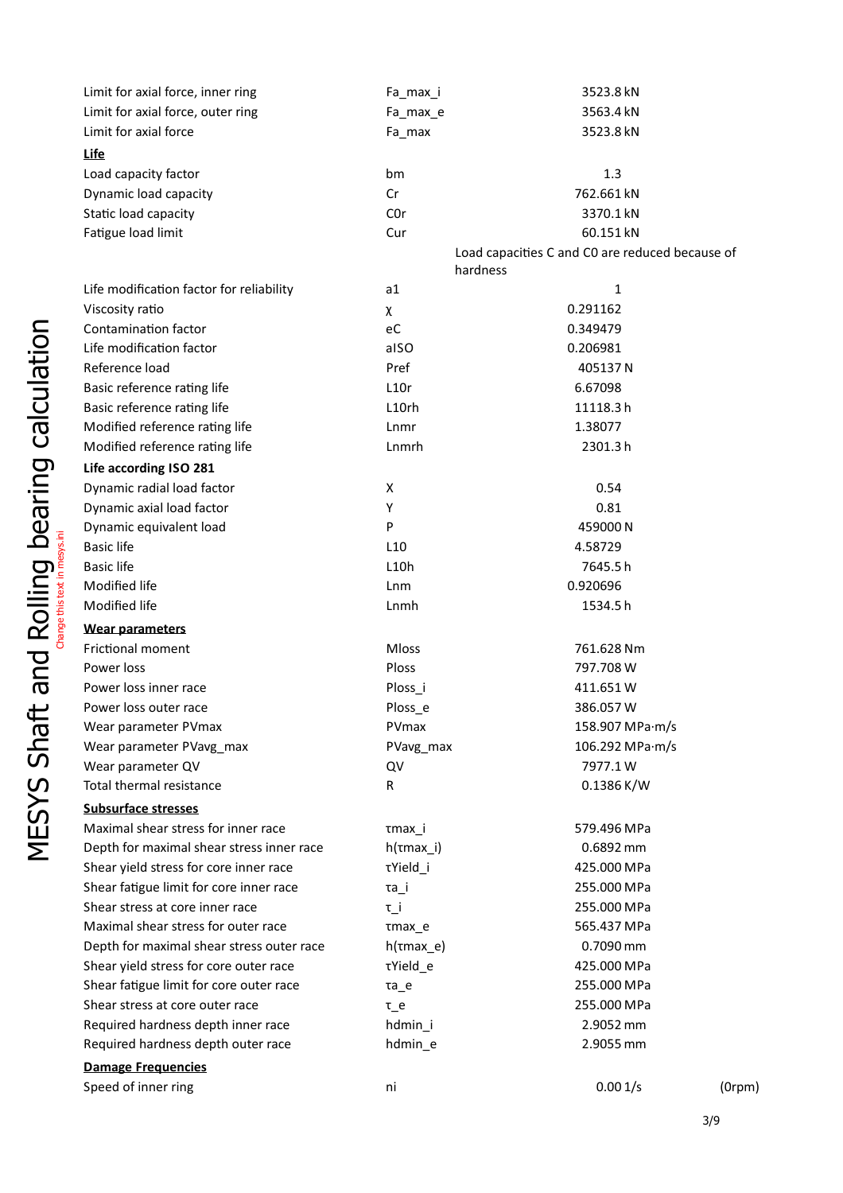| | | |
|---|---|---|
| Limit for axial force, inner ring | Fa_max_i | 3523.8 kN |
| Limit for axial force, outer ring | Fa_max_e | 3563.4 kN |
| Limit for axial force | Fa_max | 3523.8 kN |

**Life**

| | | |
|---|---|---|
| Load capacity factor | bm | 1.3 |
| Dynamic load capacity | Cr | 762.661 kN |
| Static load capacity | C0r | 3370.1 kN |
| Fatigue load limit | Cur | 60.151 kN |
| | | Load capacities C and C0 are reduced because of hardness |
| Life modification factor for reliability | a1 | 1 |
| Viscosity ratio | χ | 0.291162 |
| Contamination factor | eC | 0.349479 |
| Life modification factor | aISO | 0.206981 |
| Reference load | Pref | 405137 N |
| Basic reference rating life | L10r | 6.67098 |
| Basic reference rating life | L10rh | 11118.3 h |
| Modified reference rating life | Lnmr | 1.38077 |
| Modified reference rating life | Lnmrh | 2301.3 h |

**Life according ISO 281**

| | | |
|---|---|---|
| Dynamic radial load factor | X | 0.54 |
| Dynamic axial load factor | Y | 0.81 |
| Dynamic equivalent load | P | 459000 N |
| Basic life | L10 | 4.58729 |
| Basic life | L10h | 7645.5 h |
| Modified life | Lnm | 0.920696 |
| Modified life | Lnmh | 1534.5 h |

**Wear parameters**

| | | |
|---|---|---|
| Frictional moment | Mloss | 761.628 Nm |
| Power loss | Ploss | 797.708 W |
| Power loss inner race | Ploss_i | 411.651 W |
| Power loss outer race | Ploss_e | 386.057 W |
| Wear parameter PVmax | PVmax | 158.907 MPa·m/s |
| Wear parameter PVavg_max | PVavg_max | 106.292 MPa·m/s |
| Wear parameter QV | QV | 7977.1 W |
| Total thermal resistance | R | 0.1386 K/W |

**Subsurface stresses**

| | | |
|---|---|---|
| Maximal shear stress for inner race | τmax_i | 579.496 MPa |
| Depth for maximal shear stress inner race | h(τmax_i) | 0.6892 mm |
| Shear yield stress for core inner race | τYield_i | 425.000 MPa |
| Shear fatigue limit for core inner race | τa_i | 255.000 MPa |
| Shear stress at core inner race | τ_i | 255.000 MPa |
| Maximal shear stress for outer race | τmax_e | 565.437 MPa |
| Depth for maximal shear stress outer race | h(τmax_e) | 0.7090 mm |
| Shear yield stress for core outer race | τYield_e | 425.000 MPa |
| Shear fatigue limit for core outer race | τa_e | 255.000 MPa |
| Shear stress at core outer race | τ_e | 255.000 MPa |
| Required hardness depth inner race | hdmin_i | 2.9052 mm |
| Required hardness depth outer race | hdmin_e | 2.9055 mm |

**Damage Frequencies**

| | | | |
|---|---|---|---|
| Speed of inner ring | ni | 0.00 1/s | (0rpm) |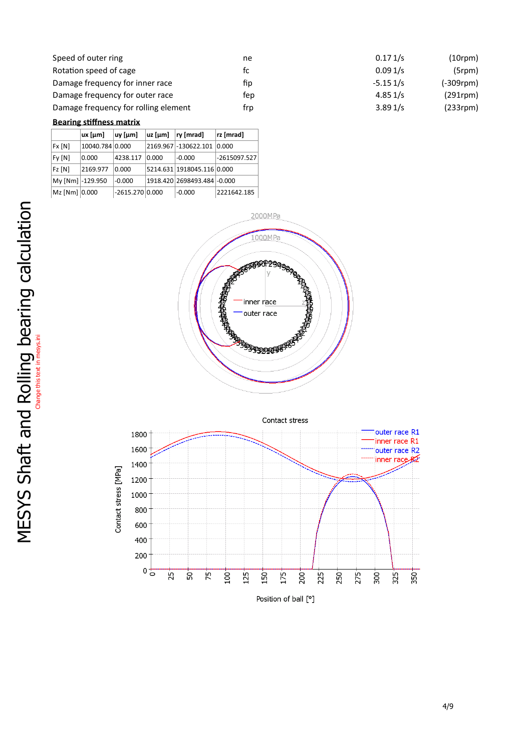| | | | |
|---|---|---|---|
| Speed of outer ring | ne | 0.17 1/s | (10rpm) |
| Rotation speed of cage | fc | 0.09 1/s | (5rpm) |
| Damage frequency for inner race | fip | -5.15 1/s | (-309rpm) |
| Damage frequency for outer race | fep | 4.85 1/s | (291rpm) |
| Damage frequency for rolling element | frp | 3.89 1/s | (233rpm) |

**Bearing stiffness matrix**

| | ux [µm] | uy [µm] | uz [µm] | ry [mrad] | rz [mrad] |
|---|---|---|---|---|---|
| Fx [N] | 10040.784 | 0.000 | 2169.967 | -130622.101 | 0.000 |
| Fy [N] | 0.000 | 4238.117 | 0.000 | -0.000 | -2615097.527 |
| Fz [N] | 2169.977 | 0.000 | 5214.631 | 1918045.116 | 0.000 |
| My [Nm] | -129.950 | -0.000 | 1918.420 | 2698493.484 | -0.000 |
| Mz [Nm] | 0.000 | -2615.270 | 0.000 | -0.000 | 2221642.185 |

Contact stress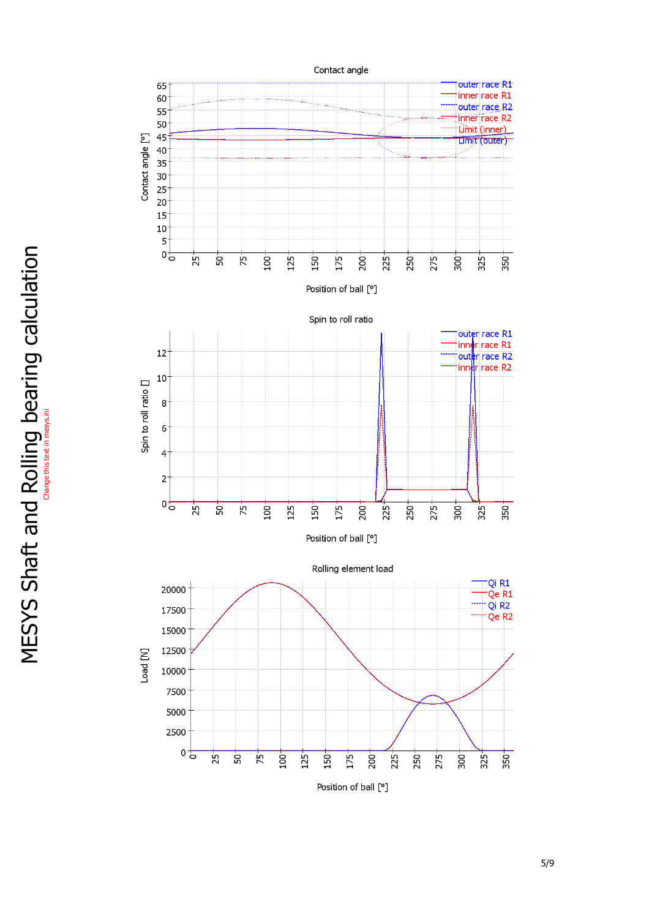## Contact angle

Contact angle [°] vs. Position of ball [°]

Legend: outer race R1, inner race R1, outer race R2, inner race R2, Limit (inner), Limit (outer)

## Spin to roll ratio

Spin to roll ratio [] vs. Position of ball [°]

Legend: outer race R1, inner race R1, outer race R2, inner race R2

## Rolling element load

Load [N] vs. Position of ball [°]

Legend: Qi R1, Qe R1, Qi R2, Qe R2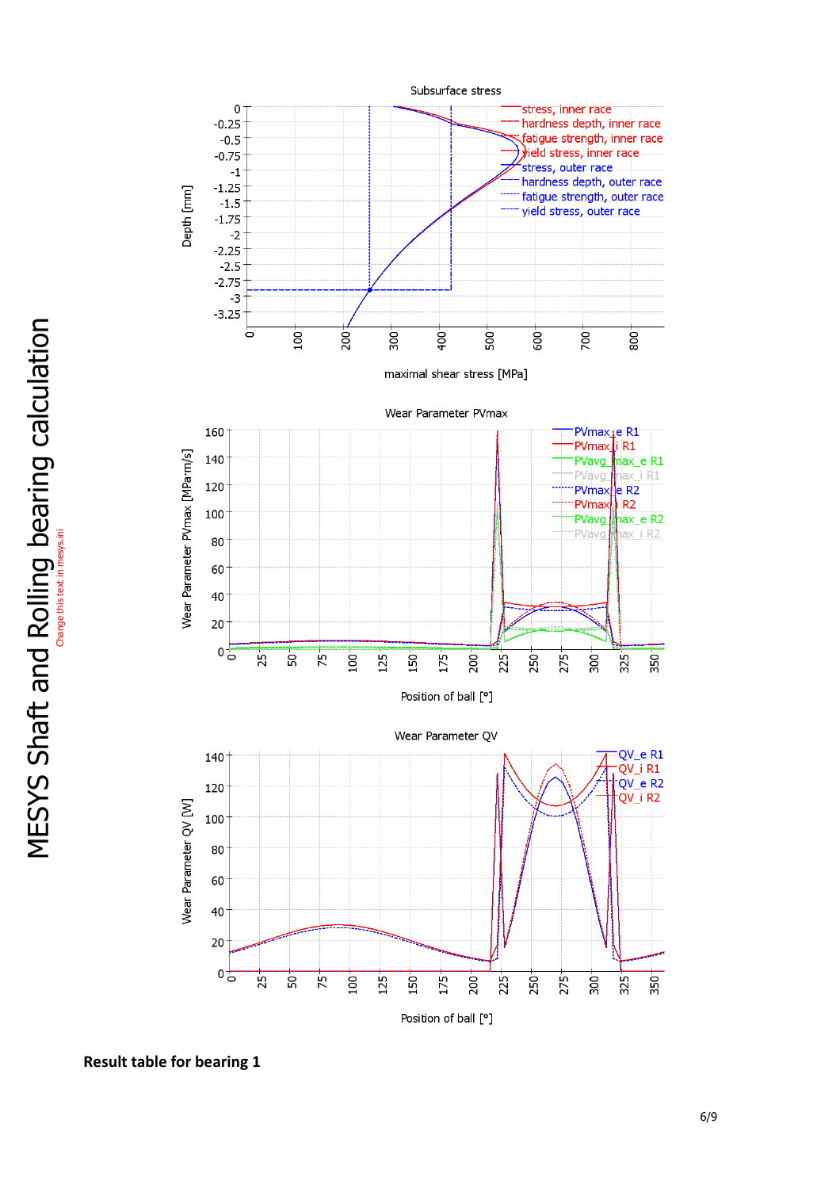Subsurface stress

Wear Parameter PVmax

Wear Parameter QV

**Result table for bearing 1**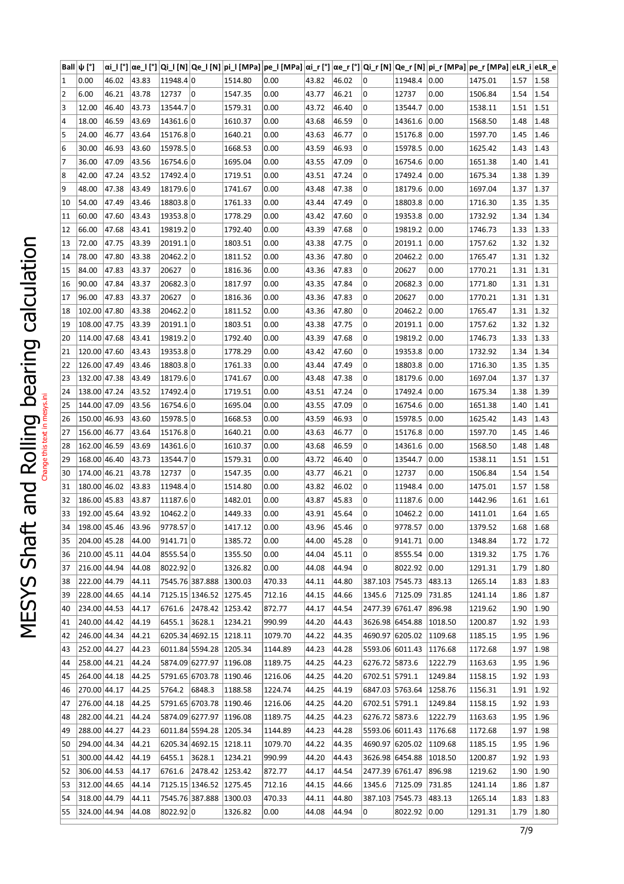| Ball | ψ [°] | αi_l [°] | αe_l [°] | Qi_l [N] | Qe_l [N] | pi_l [MPa] | pe_l [MPa] | αi_r [°] | αe_r [°] | Qi_r [N] | Qe_r [N] | pi_r [MPa] | pe_r [MPa] | eLR_i | eLR_e |
|---|---|---|---|---|---|---|---|---|---|---|---|---|---|---|---|
| 1 | 0.00 | 46.02 | 43.83 | 11948.4 | 0 | 1514.80 | 0.00 | 43.82 | 46.02 | 0 | 11948.4 | 0.00 | 1475.01 | 1.57 | 1.58 |
| 2 | 6.00 | 46.21 | 43.78 | 12737 | 0 | 1547.35 | 0.00 | 43.77 | 46.21 | 0 | 12737 | 0.00 | 1506.84 | 1.54 | 1.54 |
| 3 | 12.00 | 46.40 | 43.73 | 13544.7 | 0 | 1579.31 | 0.00 | 43.72 | 46.40 | 0 | 13544.7 | 0.00 | 1538.11 | 1.51 | 1.51 |
| 4 | 18.00 | 46.59 | 43.69 | 14361.6 | 0 | 1610.37 | 0.00 | 43.68 | 46.59 | 0 | 14361.6 | 0.00 | 1568.50 | 1.48 | 1.48 |
| 5 | 24.00 | 46.77 | 43.64 | 15176.8 | 0 | 1640.21 | 0.00 | 43.63 | 46.77 | 0 | 15176.8 | 0.00 | 1597.70 | 1.45 | 1.46 |
| 6 | 30.00 | 46.93 | 43.60 | 15978.5 | 0 | 1668.53 | 0.00 | 43.59 | 46.93 | 0 | 15978.5 | 0.00 | 1625.42 | 1.43 | 1.43 |
| 7 | 36.00 | 47.09 | 43.56 | 16754.6 | 0 | 1695.04 | 0.00 | 43.55 | 47.09 | 0 | 16754.6 | 0.00 | 1651.38 | 1.40 | 1.41 |
| 8 | 42.00 | 47.24 | 43.52 | 17492.4 | 0 | 1719.51 | 0.00 | 43.51 | 47.24 | 0 | 17492.4 | 0.00 | 1675.34 | 1.38 | 1.39 |
| 9 | 48.00 | 47.38 | 43.49 | 18179.6 | 0 | 1741.67 | 0.00 | 43.48 | 47.38 | 0 | 18179.6 | 0.00 | 1697.04 | 1.37 | 1.37 |
| 10 | 54.00 | 47.49 | 43.46 | 18803.8 | 0 | 1761.33 | 0.00 | 43.44 | 47.49 | 0 | 18803.8 | 0.00 | 1716.30 | 1.35 | 1.35 |
| 11 | 60.00 | 47.60 | 43.43 | 19353.8 | 0 | 1778.29 | 0.00 | 43.42 | 47.60 | 0 | 19353.8 | 0.00 | 1732.92 | 1.34 | 1.34 |
| 12 | 66.00 | 47.68 | 43.41 | 19819.2 | 0 | 1792.40 | 0.00 | 43.39 | 47.68 | 0 | 19819.2 | 0.00 | 1746.73 | 1.33 | 1.33 |
| 13 | 72.00 | 47.75 | 43.39 | 20191.1 | 0 | 1803.51 | 0.00 | 43.38 | 47.75 | 0 | 20191.1 | 0.00 | 1757.62 | 1.32 | 1.32 |
| 14 | 78.00 | 47.80 | 43.38 | 20462.2 | 0 | 1811.52 | 0.00 | 43.36 | 47.80 | 0 | 20462.2 | 0.00 | 1765.47 | 1.31 | 1.32 |
| 15 | 84.00 | 47.83 | 43.37 | 20627 | 0 | 1816.36 | 0.00 | 43.36 | 47.83 | 0 | 20627 | 0.00 | 1770.21 | 1.31 | 1.31 |
| 16 | 90.00 | 47.84 | 43.37 | 20682.3 | 0 | 1817.97 | 0.00 | 43.35 | 47.84 | 0 | 20682.3 | 0.00 | 1771.80 | 1.31 | 1.31 |
| 17 | 96.00 | 47.83 | 43.37 | 20627 | 0 | 1816.36 | 0.00 | 43.36 | 47.83 | 0 | 20627 | 0.00 | 1770.21 | 1.31 | 1.31 |
| 18 | 102.00 | 47.80 | 43.38 | 20462.2 | 0 | 1811.52 | 0.00 | 43.36 | 47.80 | 0 | 20462.2 | 0.00 | 1765.47 | 1.31 | 1.32 |
| 19 | 108.00 | 47.75 | 43.39 | 20191.1 | 0 | 1803.51 | 0.00 | 43.38 | 47.75 | 0 | 20191.1 | 0.00 | 1757.62 | 1.32 | 1.32 |
| 20 | 114.00 | 47.68 | 43.41 | 19819.2 | 0 | 1792.40 | 0.00 | 43.39 | 47.68 | 0 | 19819.2 | 0.00 | 1746.73 | 1.33 | 1.33 |
| 21 | 120.00 | 47.60 | 43.43 | 19353.8 | 0 | 1778.29 | 0.00 | 43.42 | 47.60 | 0 | 19353.8 | 0.00 | 1732.92 | 1.34 | 1.34 |
| 22 | 126.00 | 47.49 | 43.46 | 18803.8 | 0 | 1761.33 | 0.00 | 43.44 | 47.49 | 0 | 18803.8 | 0.00 | 1716.30 | 1.35 | 1.35 |
| 23 | 132.00 | 47.38 | 43.49 | 18179.6 | 0 | 1741.67 | 0.00 | 43.48 | 47.38 | 0 | 18179.6 | 0.00 | 1697.04 | 1.37 | 1.37 |
| 24 | 138.00 | 47.24 | 43.52 | 17492.4 | 0 | 1719.51 | 0.00 | 43.51 | 47.24 | 0 | 17492.4 | 0.00 | 1675.34 | 1.38 | 1.39 |
| 25 | 144.00 | 47.09 | 43.56 | 16754.6 | 0 | 1695.04 | 0.00 | 43.55 | 47.09 | 0 | 16754.6 | 0.00 | 1651.38 | 1.40 | 1.41 |
| 26 | 150.00 | 46.93 | 43.60 | 15978.5 | 0 | 1668.53 | 0.00 | 43.59 | 46.93 | 0 | 15978.5 | 0.00 | 1625.42 | 1.43 | 1.43 |
| 27 | 156.00 | 46.77 | 43.64 | 15176.8 | 0 | 1640.21 | 0.00 | 43.63 | 46.77 | 0 | 15176.8 | 0.00 | 1597.70 | 1.45 | 1.46 |
| 28 | 162.00 | 46.59 | 43.69 | 14361.6 | 0 | 1610.37 | 0.00 | 43.68 | 46.59 | 0 | 14361.6 | 0.00 | 1568.50 | 1.48 | 1.48 |
| 29 | 168.00 | 46.40 | 43.73 | 13544.7 | 0 | 1579.31 | 0.00 | 43.72 | 46.40 | 0 | 13544.7 | 0.00 | 1538.11 | 1.51 | 1.51 |
| 30 | 174.00 | 46.21 | 43.78 | 12737 | 0 | 1547.35 | 0.00 | 43.77 | 46.21 | 0 | 12737 | 0.00 | 1506.84 | 1.54 | 1.54 |
| 31 | 180.00 | 46.02 | 43.83 | 11948.4 | 0 | 1514.80 | 0.00 | 43.82 | 46.02 | 0 | 11948.4 | 0.00 | 1475.01 | 1.57 | 1.58 |
| 32 | 186.00 | 45.83 | 43.87 | 11187.6 | 0 | 1482.01 | 0.00 | 43.87 | 45.83 | 0 | 11187.6 | 0.00 | 1442.96 | 1.61 | 1.61 |
| 33 | 192.00 | 45.64 | 43.92 | 10462.2 | 0 | 1449.33 | 0.00 | 43.91 | 45.64 | 0 | 10462.2 | 0.00 | 1411.01 | 1.64 | 1.65 |
| 34 | 198.00 | 45.46 | 43.96 | 9778.57 | 0 | 1417.12 | 0.00 | 43.96 | 45.46 | 0 | 9778.57 | 0.00 | 1379.52 | 1.68 | 1.68 |
| 35 | 204.00 | 45.28 | 44.00 | 9141.71 | 0 | 1385.72 | 0.00 | 44.00 | 45.28 | 0 | 9141.71 | 0.00 | 1348.84 | 1.72 | 1.72 |
| 36 | 210.00 | 45.11 | 44.04 | 8555.54 | 0 | 1355.50 | 0.00 | 44.04 | 45.11 | 0 | 8555.54 | 0.00 | 1319.32 | 1.75 | 1.76 |
| 37 | 216.00 | 44.94 | 44.08 | 8022.92 | 0 | 1326.82 | 0.00 | 44.08 | 44.94 | 0 | 8022.92 | 0.00 | 1291.31 | 1.79 | 1.80 |
| 38 | 222.00 | 44.79 | 44.11 | 7545.76 | 387.888 | 1300.03 | 470.33 | 44.11 | 44.80 | 387.103 | 7545.73 | 483.13 | 1265.14 | 1.83 | 1.83 |
| 39 | 228.00 | 44.65 | 44.14 | 7125.15 | 1346.52 | 1275.45 | 712.16 | 44.15 | 44.66 | 1345.6 | 7125.09 | 731.85 | 1241.14 | 1.86 | 1.87 |
| 40 | 234.00 | 44.53 | 44.17 | 6761.6 | 2478.42 | 1253.42 | 872.77 | 44.17 | 44.54 | 2477.39 | 6761.47 | 896.98 | 1219.62 | 1.90 | 1.90 |
| 41 | 240.00 | 44.42 | 44.19 | 6455.1 | 3628.1 | 1234.21 | 990.99 | 44.20 | 44.43 | 3626.98 | 6454.88 | 1018.50 | 1200.87 | 1.92 | 1.93 |
| 42 | 246.00 | 44.34 | 44.21 | 6205.34 | 4692.15 | 1218.11 | 1079.70 | 44.22 | 44.35 | 4690.97 | 6205.02 | 1109.68 | 1185.15 | 1.95 | 1.96 |
| 43 | 252.00 | 44.27 | 44.23 | 6011.84 | 5594.28 | 1205.34 | 1144.89 | 44.23 | 44.28 | 5593.06 | 6011.43 | 1176.68 | 1172.68 | 1.97 | 1.98 |
| 44 | 258.00 | 44.21 | 44.24 | 5874.09 | 6277.97 | 1196.08 | 1189.75 | 44.25 | 44.23 | 6276.72 | 5873.6 | 1222.79 | 1163.63 | 1.95 | 1.96 |
| 45 | 264.00 | 44.18 | 44.25 | 5791.65 | 6703.78 | 1190.46 | 1216.06 | 44.25 | 44.20 | 6702.51 | 5791.1 | 1249.84 | 1158.15 | 1.92 | 1.93 |
| 46 | 270.00 | 44.17 | 44.25 | 5764.2 | 6848.3 | 1188.58 | 1224.74 | 44.25 | 44.19 | 6847.03 | 5763.64 | 1258.76 | 1156.31 | 1.91 | 1.92 |
| 47 | 276.00 | 44.18 | 44.25 | 5791.65 | 6703.78 | 1190.46 | 1216.06 | 44.25 | 44.20 | 6702.51 | 5791.1 | 1249.84 | 1158.15 | 1.92 | 1.93 |
| 48 | 282.00 | 44.21 | 44.24 | 5874.09 | 6277.97 | 1196.08 | 1189.75 | 44.25 | 44.23 | 6276.72 | 5873.6 | 1222.79 | 1163.63 | 1.95 | 1.96 |
| 49 | 288.00 | 44.27 | 44.23 | 6011.84 | 5594.28 | 1205.34 | 1144.89 | 44.23 | 44.28 | 5593.06 | 6011.43 | 1176.68 | 1172.68 | 1.97 | 1.98 |
| 50 | 294.00 | 44.34 | 44.21 | 6205.34 | 4692.15 | 1218.11 | 1079.70 | 44.22 | 44.35 | 4690.97 | 6205.02 | 1109.68 | 1185.15 | 1.95 | 1.96 |
| 51 | 300.00 | 44.42 | 44.19 | 6455.1 | 3628.1 | 1234.21 | 990.99 | 44.20 | 44.43 | 3626.98 | 6454.88 | 1018.50 | 1200.87 | 1.92 | 1.93 |
| 52 | 306.00 | 44.53 | 44.17 | 6761.6 | 2478.42 | 1253.42 | 872.77 | 44.17 | 44.54 | 2477.39 | 6761.47 | 896.98 | 1219.62 | 1.90 | 1.90 |
| 53 | 312.00 | 44.65 | 44.14 | 7125.15 | 1346.52 | 1275.45 | 712.16 | 44.15 | 44.66 | 1345.6 | 7125.09 | 731.85 | 1241.14 | 1.86 | 1.87 |
| 54 | 318.00 | 44.79 | 44.11 | 7545.76 | 387.888 | 1300.03 | 470.33 | 44.11 | 44.80 | 387.103 | 7545.73 | 483.13 | 1265.14 | 1.83 | 1.83 |
| 55 | 324.00 | 44.94 | 44.08 | 8022.92 | 0 | 1326.82 | 0.00 | 44.08 | 44.94 | 0 | 8022.92 | 0.00 | 1291.31 | 1.79 | 1.80 |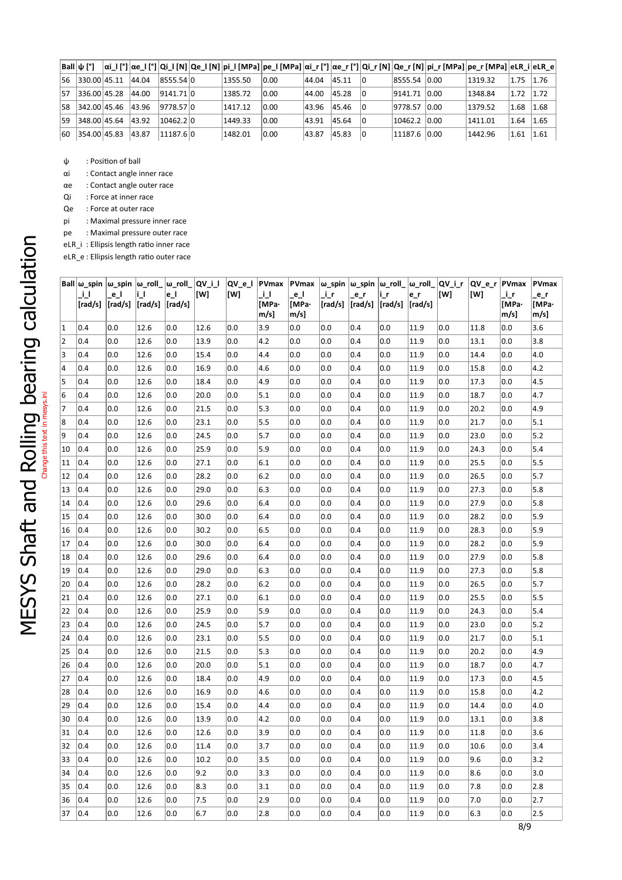| Ball | ψ [°] | αi_l [°] | αe_l [°] | Qi_l [N] | Qe_l [N] | pi_l [MPa] | pe_l [MPa] | αi_r [°] | αe_r [°] | Qi_r [N] | Qe_r [N] | pi_r [MPa] | pe_r [MPa] | eLR_i | eLR_e |
|---|---|---|---|---|---|---|---|---|---|---|---|---|---|---|---|
| 56 | 330.00 | 45.11 | 44.04 | 8555.54 | 0 | 1355.50 | 0.00 | 44.04 | 45.11 | 0 | 8555.54 | 0.00 | 1319.32 | 1.75 | 1.76 |
| 57 | 336.00 | 45.28 | 44.00 | 9141.71 | 0 | 1385.72 | 0.00 | 44.00 | 45.28 | 0 | 9141.71 | 0.00 | 1348.84 | 1.72 | 1.72 |
| 58 | 342.00 | 45.46 | 43.96 | 9778.57 | 0 | 1417.12 | 0.00 | 43.96 | 45.46 | 0 | 9778.57 | 0.00 | 1379.52 | 1.68 | 1.68 |
| 59 | 348.00 | 45.64 | 43.92 | 10462.2 | 0 | 1449.33 | 0.00 | 43.91 | 45.64 | 0 | 10462.2 | 0.00 | 1411.01 | 1.64 | 1.65 |
| 60 | 354.00 | 45.83 | 43.87 | 11187.6 | 0 | 1482.01 | 0.00 | 43.87 | 45.83 | 0 | 11187.6 | 0.00 | 1442.96 | 1.61 | 1.61 |

ψ : Position of ball

αi : Contact angle inner race

αe : Contact angle outer race

Qi : Force at inner race

Qe : Force at outer race

pi : Maximal pressure inner race

pe : Maximal pressure outer race

eLR_i : Ellipsis length ratio inner race

eLR_e : Ellipsis length ratio outer race

| Ball | ω_spin_i_l [rad/s] | ω_spin_e_l [rad/s] | ω_roll_i_l [rad/s] | ω_roll_e_l [rad/s] | QV_i_l [W] | QV_e_l [W] | PVmax_i_l [MPa·m/s] | PVmax_e_l [MPa·m/s] | ω_spin_i_r [rad/s] | ω_spin_e_r [rad/s] | ω_roll_i_r [rad/s] | ω_roll_e_r [rad/s] | QV_i_r [W] | QV_e_r [W] | PVmax_i_r [MPa·m/s] | PVmax_e_r [MPa·m/s] |
|---|---|---|---|---|---|---|---|---|---|---|---|---|---|---|---|---|
| 1 | 0.4 | 0.0 | 12.6 | 0.0 | 12.6 | 0.0 | 3.9 | 0.0 | 0.0 | 0.4 | 0.0 | 11.9 | 0.0 | 11.8 | 0.0 | 3.6 |
| 2 | 0.4 | 0.0 | 12.6 | 0.0 | 13.9 | 0.0 | 4.2 | 0.0 | 0.0 | 0.4 | 0.0 | 11.9 | 0.0 | 13.1 | 0.0 | 3.8 |
| 3 | 0.4 | 0.0 | 12.6 | 0.0 | 15.4 | 0.0 | 4.4 | 0.0 | 0.0 | 0.4 | 0.0 | 11.9 | 0.0 | 14.4 | 0.0 | 4.0 |
| 4 | 0.4 | 0.0 | 12.6 | 0.0 | 16.9 | 0.0 | 4.6 | 0.0 | 0.0 | 0.4 | 0.0 | 11.9 | 0.0 | 15.8 | 0.0 | 4.2 |
| 5 | 0.4 | 0.0 | 12.6 | 0.0 | 18.4 | 0.0 | 4.9 | 0.0 | 0.0 | 0.4 | 0.0 | 11.9 | 0.0 | 17.3 | 0.0 | 4.5 |
| 6 | 0.4 | 0.0 | 12.6 | 0.0 | 20.0 | 0.0 | 5.1 | 0.0 | 0.0 | 0.4 | 0.0 | 11.9 | 0.0 | 18.7 | 0.0 | 4.7 |
| 7 | 0.4 | 0.0 | 12.6 | 0.0 | 21.5 | 0.0 | 5.3 | 0.0 | 0.0 | 0.4 | 0.0 | 11.9 | 0.0 | 20.2 | 0.0 | 4.9 |
| 8 | 0.4 | 0.0 | 12.6 | 0.0 | 23.1 | 0.0 | 5.5 | 0.0 | 0.0 | 0.4 | 0.0 | 11.9 | 0.0 | 21.7 | 0.0 | 5.1 |
| 9 | 0.4 | 0.0 | 12.6 | 0.0 | 24.5 | 0.0 | 5.7 | 0.0 | 0.0 | 0.4 | 0.0 | 11.9 | 0.0 | 23.0 | 0.0 | 5.2 |
| 10 | 0.4 | 0.0 | 12.6 | 0.0 | 25.9 | 0.0 | 5.9 | 0.0 | 0.0 | 0.4 | 0.0 | 11.9 | 0.0 | 24.3 | 0.0 | 5.4 |
| 11 | 0.4 | 0.0 | 12.6 | 0.0 | 27.1 | 0.0 | 6.1 | 0.0 | 0.0 | 0.4 | 0.0 | 11.9 | 0.0 | 25.5 | 0.0 | 5.5 |
| 12 | 0.4 | 0.0 | 12.6 | 0.0 | 28.2 | 0.0 | 6.2 | 0.0 | 0.0 | 0.4 | 0.0 | 11.9 | 0.0 | 26.5 | 0.0 | 5.7 |
| 13 | 0.4 | 0.0 | 12.6 | 0.0 | 29.0 | 0.0 | 6.3 | 0.0 | 0.0 | 0.4 | 0.0 | 11.9 | 0.0 | 27.3 | 0.0 | 5.8 |
| 14 | 0.4 | 0.0 | 12.6 | 0.0 | 29.6 | 0.0 | 6.4 | 0.0 | 0.0 | 0.4 | 0.0 | 11.9 | 0.0 | 27.9 | 0.0 | 5.8 |
| 15 | 0.4 | 0.0 | 12.6 | 0.0 | 30.0 | 0.0 | 6.4 | 0.0 | 0.0 | 0.4 | 0.0 | 11.9 | 0.0 | 28.2 | 0.0 | 5.9 |
| 16 | 0.4 | 0.0 | 12.6 | 0.0 | 30.2 | 0.0 | 6.5 | 0.0 | 0.0 | 0.4 | 0.0 | 11.9 | 0.0 | 28.3 | 0.0 | 5.9 |
| 17 | 0.4 | 0.0 | 12.6 | 0.0 | 30.0 | 0.0 | 6.4 | 0.0 | 0.0 | 0.4 | 0.0 | 11.9 | 0.0 | 28.2 | 0.0 | 5.9 |
| 18 | 0.4 | 0.0 | 12.6 | 0.0 | 29.6 | 0.0 | 6.4 | 0.0 | 0.0 | 0.4 | 0.0 | 11.9 | 0.0 | 27.9 | 0.0 | 5.8 |
| 19 | 0.4 | 0.0 | 12.6 | 0.0 | 29.0 | 0.0 | 6.3 | 0.0 | 0.0 | 0.4 | 0.0 | 11.9 | 0.0 | 27.3 | 0.0 | 5.8 |
| 20 | 0.4 | 0.0 | 12.6 | 0.0 | 28.2 | 0.0 | 6.2 | 0.0 | 0.0 | 0.4 | 0.0 | 11.9 | 0.0 | 26.5 | 0.0 | 5.7 |
| 21 | 0.4 | 0.0 | 12.6 | 0.0 | 27.1 | 0.0 | 6.1 | 0.0 | 0.0 | 0.4 | 0.0 | 11.9 | 0.0 | 25.5 | 0.0 | 5.5 |
| 22 | 0.4 | 0.0 | 12.6 | 0.0 | 25.9 | 0.0 | 5.9 | 0.0 | 0.0 | 0.4 | 0.0 | 11.9 | 0.0 | 24.3 | 0.0 | 5.4 |
| 23 | 0.4 | 0.0 | 12.6 | 0.0 | 24.5 | 0.0 | 5.7 | 0.0 | 0.0 | 0.4 | 0.0 | 11.9 | 0.0 | 23.0 | 0.0 | 5.2 |
| 24 | 0.4 | 0.0 | 12.6 | 0.0 | 23.1 | 0.0 | 5.5 | 0.0 | 0.0 | 0.4 | 0.0 | 11.9 | 0.0 | 21.7 | 0.0 | 5.1 |
| 25 | 0.4 | 0.0 | 12.6 | 0.0 | 21.5 | 0.0 | 5.3 | 0.0 | 0.0 | 0.4 | 0.0 | 11.9 | 0.0 | 20.2 | 0.0 | 4.9 |
| 26 | 0.4 | 0.0 | 12.6 | 0.0 | 20.0 | 0.0 | 5.1 | 0.0 | 0.0 | 0.4 | 0.0 | 11.9 | 0.0 | 18.7 | 0.0 | 4.7 |
| 27 | 0.4 | 0.0 | 12.6 | 0.0 | 18.4 | 0.0 | 4.9 | 0.0 | 0.0 | 0.4 | 0.0 | 11.9 | 0.0 | 17.3 | 0.0 | 4.5 |
| 28 | 0.4 | 0.0 | 12.6 | 0.0 | 16.9 | 0.0 | 4.6 | 0.0 | 0.0 | 0.4 | 0.0 | 11.9 | 0.0 | 15.8 | 0.0 | 4.2 |
| 29 | 0.4 | 0.0 | 12.6 | 0.0 | 15.4 | 0.0 | 4.4 | 0.0 | 0.0 | 0.4 | 0.0 | 11.9 | 0.0 | 14.4 | 0.0 | 4.0 |
| 30 | 0.4 | 0.0 | 12.6 | 0.0 | 13.9 | 0.0 | 4.2 | 0.0 | 0.0 | 0.4 | 0.0 | 11.9 | 0.0 | 13.1 | 0.0 | 3.8 |
| 31 | 0.4 | 0.0 | 12.6 | 0.0 | 12.6 | 0.0 | 3.9 | 0.0 | 0.0 | 0.4 | 0.0 | 11.9 | 0.0 | 11.8 | 0.0 | 3.6 |
| 32 | 0.4 | 0.0 | 12.6 | 0.0 | 11.4 | 0.0 | 3.7 | 0.0 | 0.0 | 0.4 | 0.0 | 11.9 | 0.0 | 10.6 | 0.0 | 3.4 |
| 33 | 0.4 | 0.0 | 12.6 | 0.0 | 10.2 | 0.0 | 3.5 | 0.0 | 0.0 | 0.4 | 0.0 | 11.9 | 0.0 | 9.6 | 0.0 | 3.2 |
| 34 | 0.4 | 0.0 | 12.6 | 0.0 | 9.2 | 0.0 | 3.3 | 0.0 | 0.0 | 0.4 | 0.0 | 11.9 | 0.0 | 8.6 | 0.0 | 3.0 |
| 35 | 0.4 | 0.0 | 12.6 | 0.0 | 8.3 | 0.0 | 3.1 | 0.0 | 0.0 | 0.4 | 0.0 | 11.9 | 0.0 | 7.8 | 0.0 | 2.8 |
| 36 | 0.4 | 0.0 | 12.6 | 0.0 | 7.5 | 0.0 | 2.9 | 0.0 | 0.0 | 0.4 | 0.0 | 11.9 | 0.0 | 7.0 | 0.0 | 2.7 |
| 37 | 0.4 | 0.0 | 12.6 | 0.0 | 6.7 | 0.0 | 2.8 | 0.0 | 0.0 | 0.4 | 0.0 | 11.9 | 0.0 | 6.3 | 0.0 | 2.5 |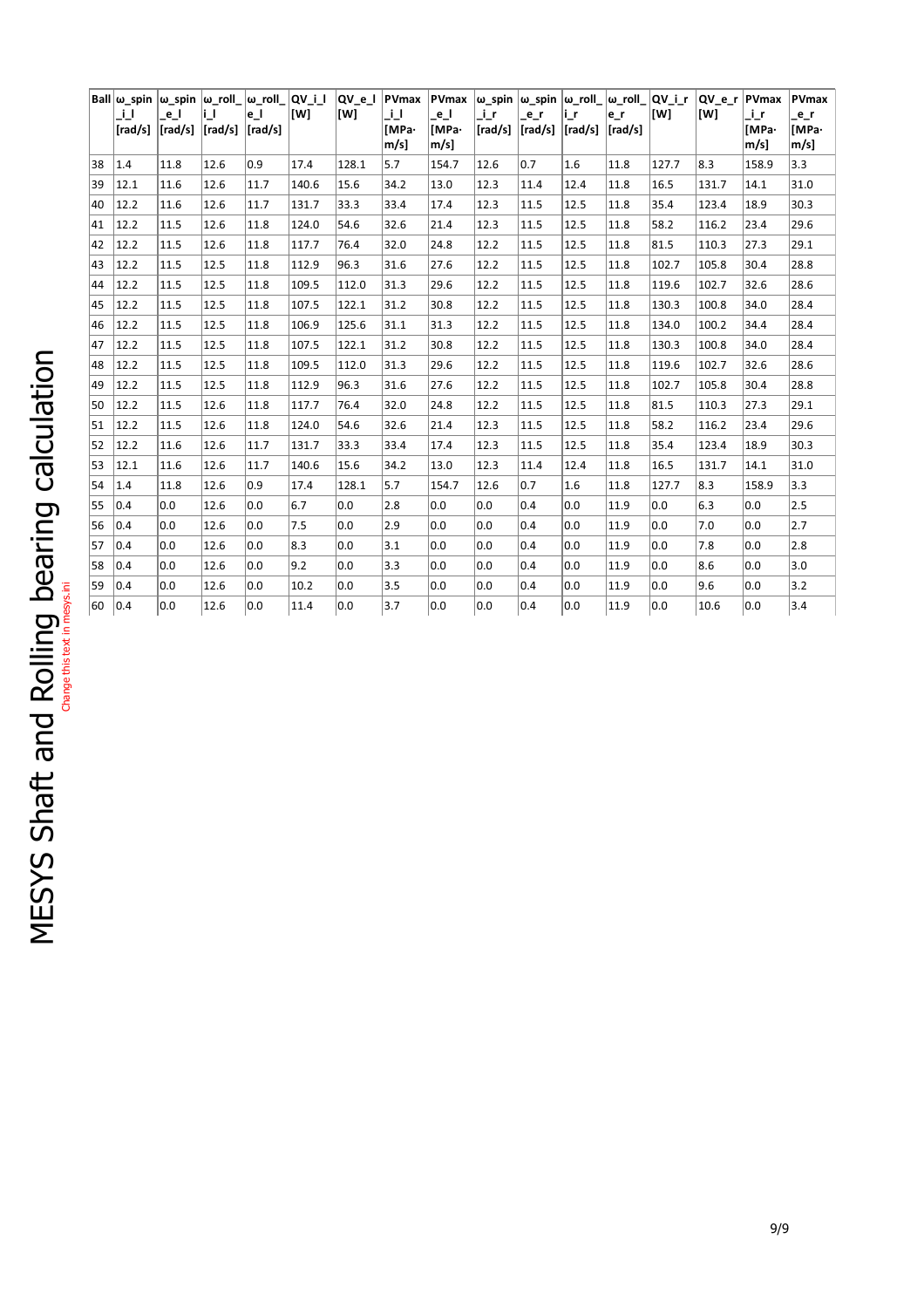| Ball | ω_spin_i_l [rad/s] | ω_spin_e_l [rad/s] | ω_roll_i_l [rad/s] | ω_roll_e_l [rad/s] | QV_i_l [W] | QV_e_l [W] | PVmax_i_l [MPa·m/s] | PVmax_e_l [MPa·m/s] | ω_spin_i_r [rad/s] | ω_spin_e_r [rad/s] | ω_roll_i_r [rad/s] | ω_roll_e_r [rad/s] | QV_i_r [W] | QV_e_r [W] | PVmax_i_r [MPa·m/s] | PVmax_e_r [MPa·m/s] |
|---|---|---|---|---|---|---|---|---|---|---|---|---|---|---|---|---|
| 38 | 1.4 | 11.8 | 12.6 | 0.9 | 17.4 | 128.1 | 5.7 | 154.7 | 12.6 | 0.7 | 1.6 | 11.8 | 127.7 | 8.3 | 158.9 | 3.3 |
| 39 | 12.1 | 11.6 | 12.6 | 11.7 | 140.6 | 15.6 | 34.2 | 13.0 | 12.3 | 11.4 | 12.4 | 11.8 | 16.5 | 131.7 | 14.1 | 31.0 |
| 40 | 12.2 | 11.6 | 12.6 | 11.7 | 131.7 | 33.3 | 33.4 | 17.4 | 12.3 | 11.5 | 12.5 | 11.8 | 35.4 | 123.4 | 18.9 | 30.3 |
| 41 | 12.2 | 11.5 | 12.6 | 11.8 | 124.0 | 54.6 | 32.6 | 21.4 | 12.3 | 11.5 | 12.5 | 11.8 | 58.2 | 116.2 | 23.4 | 29.6 |
| 42 | 12.2 | 11.5 | 12.6 | 11.8 | 117.7 | 76.4 | 32.0 | 24.8 | 12.2 | 11.5 | 12.5 | 11.8 | 81.5 | 110.3 | 27.3 | 29.1 |
| 43 | 12.2 | 11.5 | 12.5 | 11.8 | 112.9 | 96.3 | 31.6 | 27.6 | 12.2 | 11.5 | 12.5 | 11.8 | 102.7 | 105.8 | 30.4 | 28.8 |
| 44 | 12.2 | 11.5 | 12.5 | 11.8 | 109.5 | 112.0 | 31.3 | 29.6 | 12.2 | 11.5 | 12.5 | 11.8 | 119.6 | 102.7 | 32.6 | 28.6 |
| 45 | 12.2 | 11.5 | 12.5 | 11.8 | 107.5 | 122.1 | 31.2 | 30.8 | 12.2 | 11.5 | 12.5 | 11.8 | 130.3 | 100.8 | 34.0 | 28.4 |
| 46 | 12.2 | 11.5 | 12.5 | 11.8 | 106.9 | 125.6 | 31.1 | 31.3 | 12.2 | 11.5 | 12.5 | 11.8 | 134.0 | 100.2 | 34.4 | 28.4 |
| 47 | 12.2 | 11.5 | 12.5 | 11.8 | 107.5 | 122.1 | 31.2 | 30.8 | 12.2 | 11.5 | 12.5 | 11.8 | 130.3 | 100.8 | 34.0 | 28.4 |
| 48 | 12.2 | 11.5 | 12.5 | 11.8 | 109.5 | 112.0 | 31.3 | 29.6 | 12.2 | 11.5 | 12.5 | 11.8 | 119.6 | 102.7 | 32.6 | 28.6 |
| 49 | 12.2 | 11.5 | 12.5 | 11.8 | 112.9 | 96.3 | 31.6 | 27.6 | 12.2 | 11.5 | 12.5 | 11.8 | 102.7 | 105.8 | 30.4 | 28.8 |
| 50 | 12.2 | 11.5 | 12.6 | 11.8 | 117.7 | 76.4 | 32.0 | 24.8 | 12.2 | 11.5 | 12.5 | 11.8 | 81.5 | 110.3 | 27.3 | 29.1 |
| 51 | 12.2 | 11.5 | 12.6 | 11.8 | 124.0 | 54.6 | 32.6 | 21.4 | 12.3 | 11.5 | 12.5 | 11.8 | 58.2 | 116.2 | 23.4 | 29.6 |
| 52 | 12.2 | 11.6 | 12.6 | 11.7 | 131.7 | 33.3 | 33.4 | 17.4 | 12.3 | 11.5 | 12.5 | 11.8 | 35.4 | 123.4 | 18.9 | 30.3 |
| 53 | 12.1 | 11.6 | 12.6 | 11.7 | 140.6 | 15.6 | 34.2 | 13.0 | 12.3 | 11.4 | 12.4 | 11.8 | 16.5 | 131.7 | 14.1 | 31.0 |
| 54 | 1.4 | 11.8 | 12.6 | 0.9 | 17.4 | 128.1 | 5.7 | 154.7 | 12.6 | 0.7 | 1.6 | 11.8 | 127.7 | 8.3 | 158.9 | 3.3 |
| 55 | 0.4 | 0.0 | 12.6 | 0.0 | 6.7 | 0.0 | 2.8 | 0.0 | 0.0 | 0.4 | 0.0 | 11.9 | 0.0 | 6.3 | 0.0 | 2.5 |
| 56 | 0.4 | 0.0 | 12.6 | 0.0 | 7.5 | 0.0 | 2.9 | 0.0 | 0.0 | 0.4 | 0.0 | 11.9 | 0.0 | 7.0 | 0.0 | 2.7 |
| 57 | 0.4 | 0.0 | 12.6 | 0.0 | 8.3 | 0.0 | 3.1 | 0.0 | 0.0 | 0.4 | 0.0 | 11.9 | 0.0 | 7.8 | 0.0 | 2.8 |
| 58 | 0.4 | 0.0 | 12.6 | 0.0 | 9.2 | 0.0 | 3.3 | 0.0 | 0.0 | 0.4 | 0.0 | 11.9 | 0.0 | 8.6 | 0.0 | 3.0 |
| 59 | 0.4 | 0.0 | 12.6 | 0.0 | 10.2 | 0.0 | 3.5 | 0.0 | 0.0 | 0.4 | 0.0 | 11.9 | 0.0 | 9.6 | 0.0 | 3.2 |
| 60 | 0.4 | 0.0 | 12.6 | 0.0 | 11.4 | 0.0 | 3.7 | 0.0 | 0.0 | 0.4 | 0.0 | 11.9 | 0.0 | 10.6 | 0.0 | 3.4 |